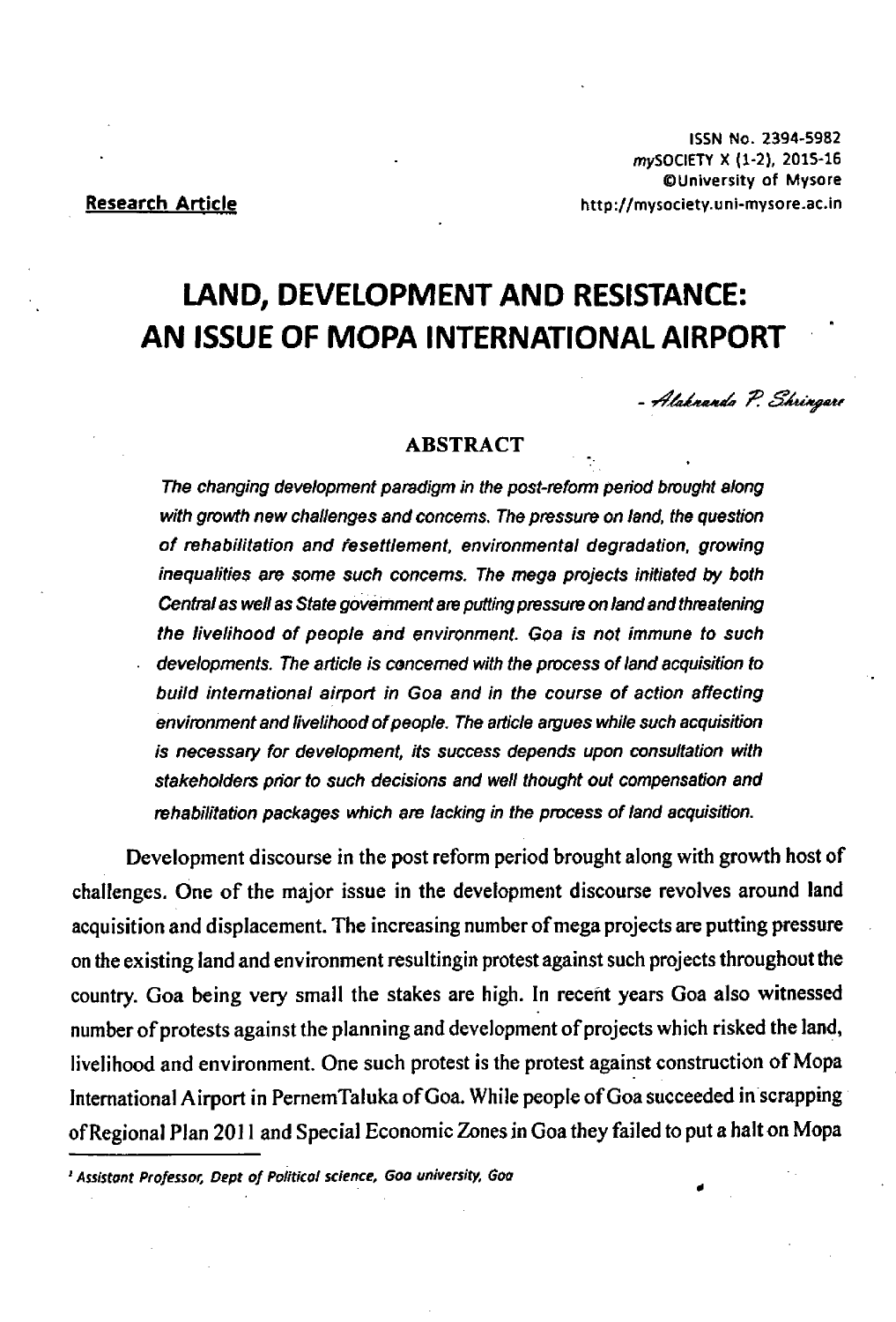ISSN No. 2394-5982
mySOCIETY X (1-2), 2015-16
©University of Mysore
http://mysociety.uni-mysore.ac.in

**Research Article**

# LAND, DEVELOPMENT AND RESISTANCE: AN ISSUE OF MOPA INTERNATIONAL AIRPORT

*- Alaknanda P. Shringare*[1]

## ABSTRACT

*The changing development paradigm in the post-reform period brought along with growth new challenges and concerns. The pressure on land, the question of rehabilitation and resettlement, environmental degradation, growing inequalities are some such concerns. The mega projects initiated by both Central as well as State government are putting pressure on land and threatening the livelihood of people and environment. Goa is not immune to such developments. The article is concerned with the process of land acquisition to build international airport in Goa and in the course of action affecting environment and livelihood of people. The article argues while such acquisition is necessary for development, its success depends upon consultation with stakeholders prior to such decisions and well thought out compensation and rehabilitation packages which are lacking in the process of land acquisition.*

Development discourse in the post reform period brought along with growth host of challenges. One of the major issue in the development discourse revolves around land acquisition and displacement. The increasing number of mega projects are putting pressure on the existing land and environment resultingin protest against such projects throughout the country. Goa being very small the stakes are high. In recent years Goa also witnessed number of protests against the planning and development of projects which risked the land, livelihood and environment. One such protest is the protest against construction of Mopa International Airport in PernemTaluka of Goa. While people of Goa succeeded in scrapping ofRegional Plan 2011 and Special Economic Zones in Goa they failed to put a halt on Mopa

---

[1] *Assistant Professor, Dept of Political science, Goa university, Goa*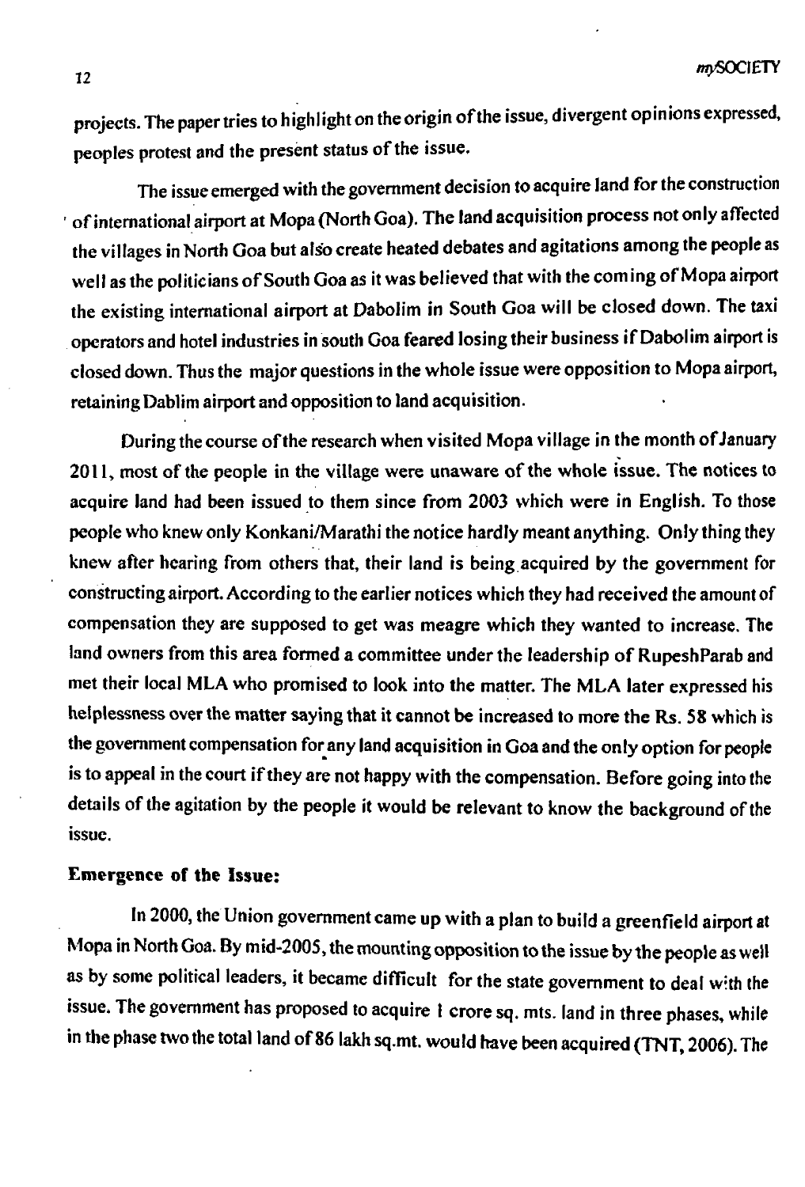projects. The paper tries to highlight on the origin of the issue, divergent opinions expressed, peoples protest and the present status of the issue.

The issue emerged with the government decision to acquire land for the construction of international airport at Mopa (North Goa). The land acquisition process not only affected the villages in North Goa but also create heated debates and agitations among the people as well as the politicians of South Goa as it was believed that with the coming of Mopa airport the existing international airport at Dabolim in South Goa will be closed down. The taxi operators and hotel industries in south Goa feared losing their business if Dabolim airport is closed down. Thus the major questions in the whole issue were opposition to Mopa airport, retaining Dablim airport and opposition to land acquisition.

During the course of the research when visited Mopa village in the month of January 2011, most of the people in the village were unaware of the whole issue. The notices to acquire land had been issued to them since from 2003 which were in English. To those people who knew only Konkani/Marathi the notice hardly meant anything. Only thing they knew after hearing from others that, their land is being acquired by the government for constructing airport. According to the earlier notices which they had received the amount of compensation they are supposed to get was meagre which they wanted to increase. The land owners from this area formed a committee under the leadership of RupeshParab and met their local MLA who promised to look into the matter. The MLA later expressed his helplessness over the matter saying that it cannot be increased to more the Rs. 58 which is the government compensation for any land acquisition in Goa and the only option for people is to appeal in the court if they are not happy with the compensation. Before going into the details of the agitation by the people it would be relevant to know the background of the issue.

### Emergence of the Issue:

In 2000, the Union government came up with a plan to build a greenfield airport at Mopa in North Goa. By mid-2005, the mounting opposition to the issue by the people as well as by some political leaders, it became difficult for the state government to deal with the issue. The government has proposed to acquire 1 crore sq. mts. land in three phases, while in the phase two the total land of 86 lakh sq.mt. would have been acquired (TNT, 2006). The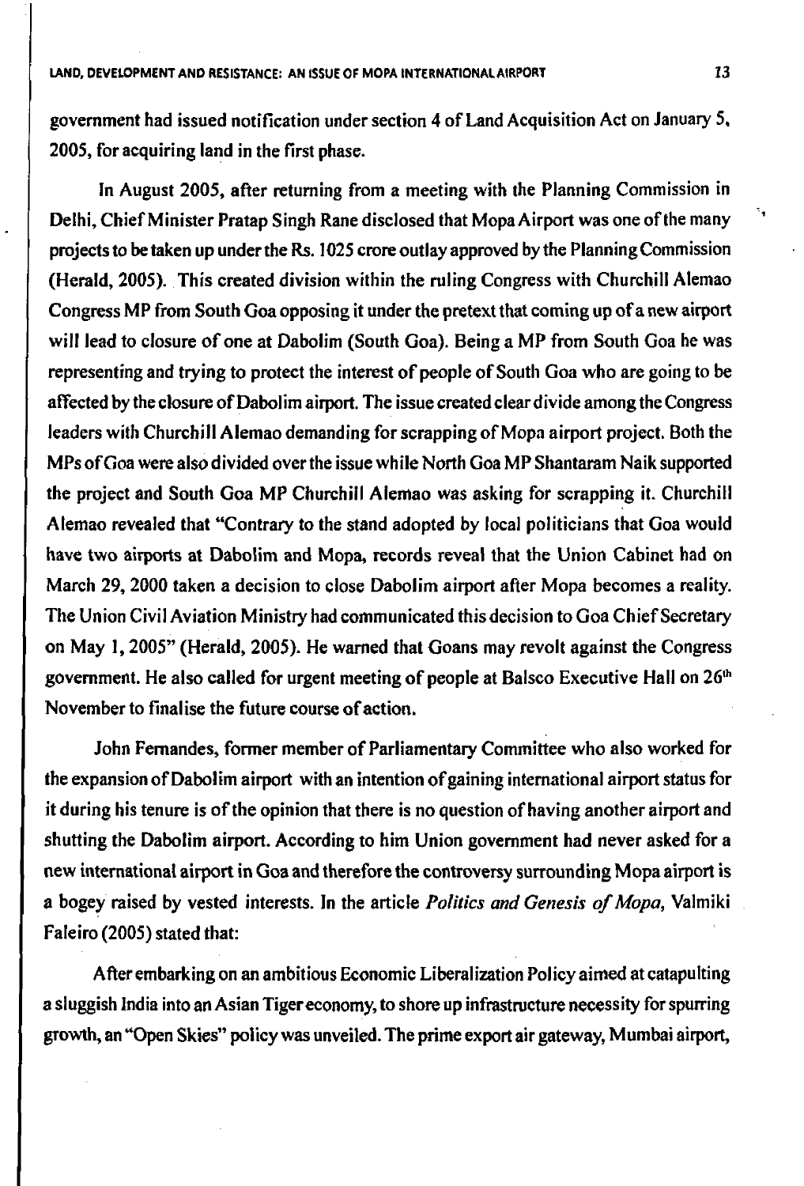government had issued notification under section 4 of Land Acquisition Act on January 5, 2005, for acquiring land in the first phase.

In August 2005, after returning from a meeting with the Planning Commission in Delhi, Chief Minister Pratap Singh Rane disclosed that Mopa Airport was one of the many projects to be taken up under the Rs. 1025 crore outlay approved by the Planning Commission (Herald, 2005). This created division within the ruling Congress with Churchill Alemao Congress MP from South Goa opposing it under the pretext that coming up of a new airport will lead to closure of one at Dabolim (South Goa). Being a MP from South Goa he was representing and trying to protect the interest of people of South Goa who are going to be affected by the closure of Dabolim airport. The issue created clear divide among the Congress leaders with Churchill Alemao demanding for scrapping of Mopa airport project. Both the MPs of Goa were also divided over the issue while North Goa MP Shantaram Naik supported the project and South Goa MP Churchill Alemao was asking for scrapping it. Churchill Alemao revealed that "Contrary to the stand adopted by local politicians that Goa would have two airports at Dabolim and Mopa, records reveal that the Union Cabinet had on March 29, 2000 taken a decision to close Dabolim airport after Mopa becomes a reality. The Union Civil Aviation Ministry had communicated this decision to Goa Chief Secretary on May 1, 2005" (Herald, 2005). He warned that Goans may revolt against the Congress government. He also called for urgent meeting of people at Balsco Executive Hall on 26th November to finalise the future course of action.

John Fernandes, former member of Parliamentary Committee who also worked for the expansion of Dabolim airport with an intention of gaining international airport status for it during his tenure is of the opinion that there is no question of having another airport and shutting the Dabolim airport. According to him Union government had never asked for a new international airport in Goa and therefore the controversy surrounding Mopa airport is a bogey raised by vested interests. In the article *Politics and Genesis of Mopa*, Valmiki Faleiro (2005) stated that:

After embarking on an ambitious Economic Liberalization Policy aimed at catapulting a sluggish India into an Asian Tiger economy, to shore up infrastructure necessity for spurring growth, an "Open Skies" policy was unveiled. The prime export air gateway, Mumbai airport,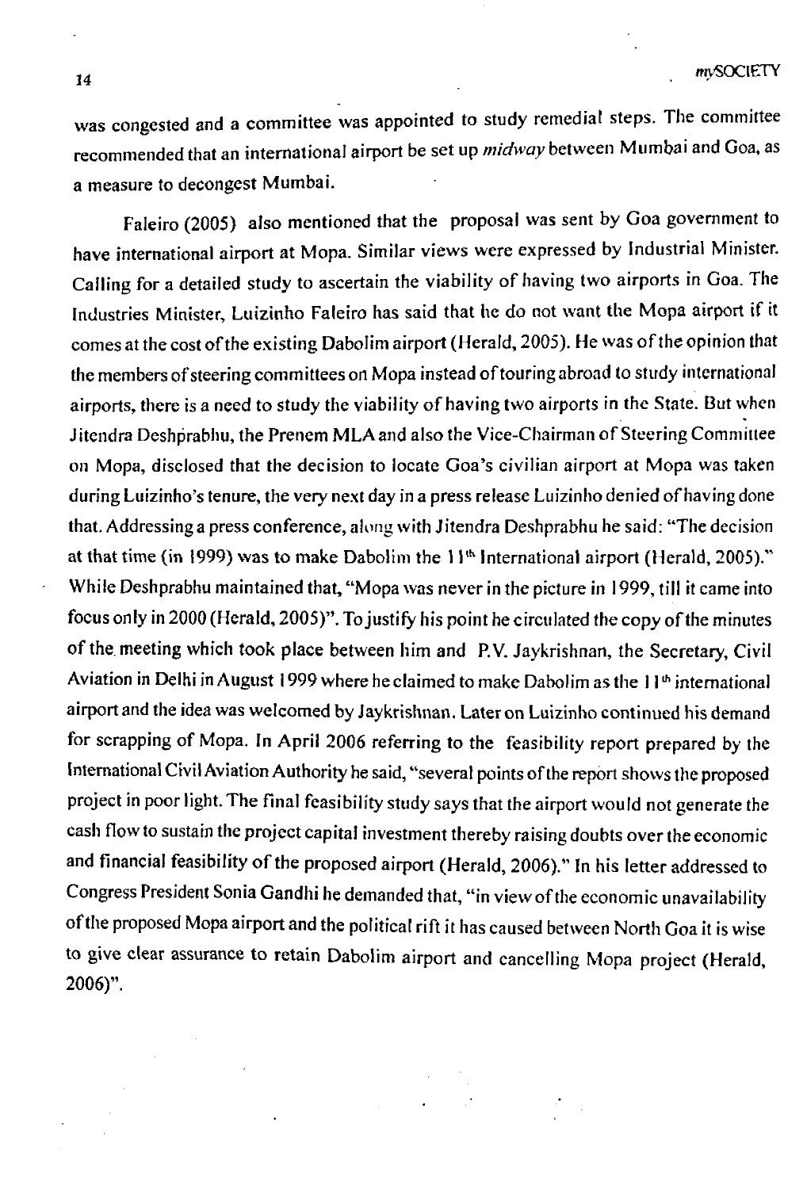was congested and a committee was appointed to study remedial steps. The committee recommended that an international airport be set up *midway* between Mumbai and Goa, as a measure to decongest Mumbai.

Faleiro (2005) also mentioned that the proposal was sent by Goa government to have international airport at Mopa. Similar views were expressed by Industrial Minister. Calling for a detailed study to ascertain the viability of having two airports in Goa. The Industries Minister, Luizinho Faleiro has said that he do not want the Mopa airport if it comes at the cost of the existing Dabolim airport (Herald, 2005). He was of the opinion that the members of steering committees on Mopa instead of touring abroad to study international airports, there is a need to study the viability of having two airports in the State. But when Jitendra Deshprabhu, the Prenem MLA and also the Vice-Chairman of Steering Committee on Mopa, disclosed that the decision to locate Goa's civilian airport at Mopa was taken during Luizinho's tenure, the very next day in a press release Luizinho denied of having done that. Addressing a press conference, along with Jitendra Deshprabhu he said: "The decision at that time (in 1999) was to make Dabolim the 11th International airport (Herald, 2005)." While Deshprabhu maintained that, "Mopa was never in the picture in 1999, till it came into focus only in 2000 (Herald, 2005)". To justify his point he circulated the copy of the minutes of the meeting which took place between him and P.V. Jaykrishnan, the Secretary, Civil Aviation in Delhi in August 1999 where he claimed to make Dabolim as the 11th international airport and the idea was welcomed by Jaykrishnan. Later on Luizinho continued his demand for scrapping of Mopa. In April 2006 referring to the feasibility report prepared by the International Civil Aviation Authority he said, "several points of the report shows the proposed project in poor light. The final feasibility study says that the airport would not generate the cash flow to sustain the project capital investment thereby raising doubts over the economic and financial feasibility of the proposed airport (Herald, 2006)." In his letter addressed to Congress President Sonia Gandhi he demanded that, "in view of the economic unavailability of the proposed Mopa airport and the political rift it has caused between North Goa it is wise to give clear assurance to retain Dabolim airport and cancelling Mopa project (Herald, 2006)".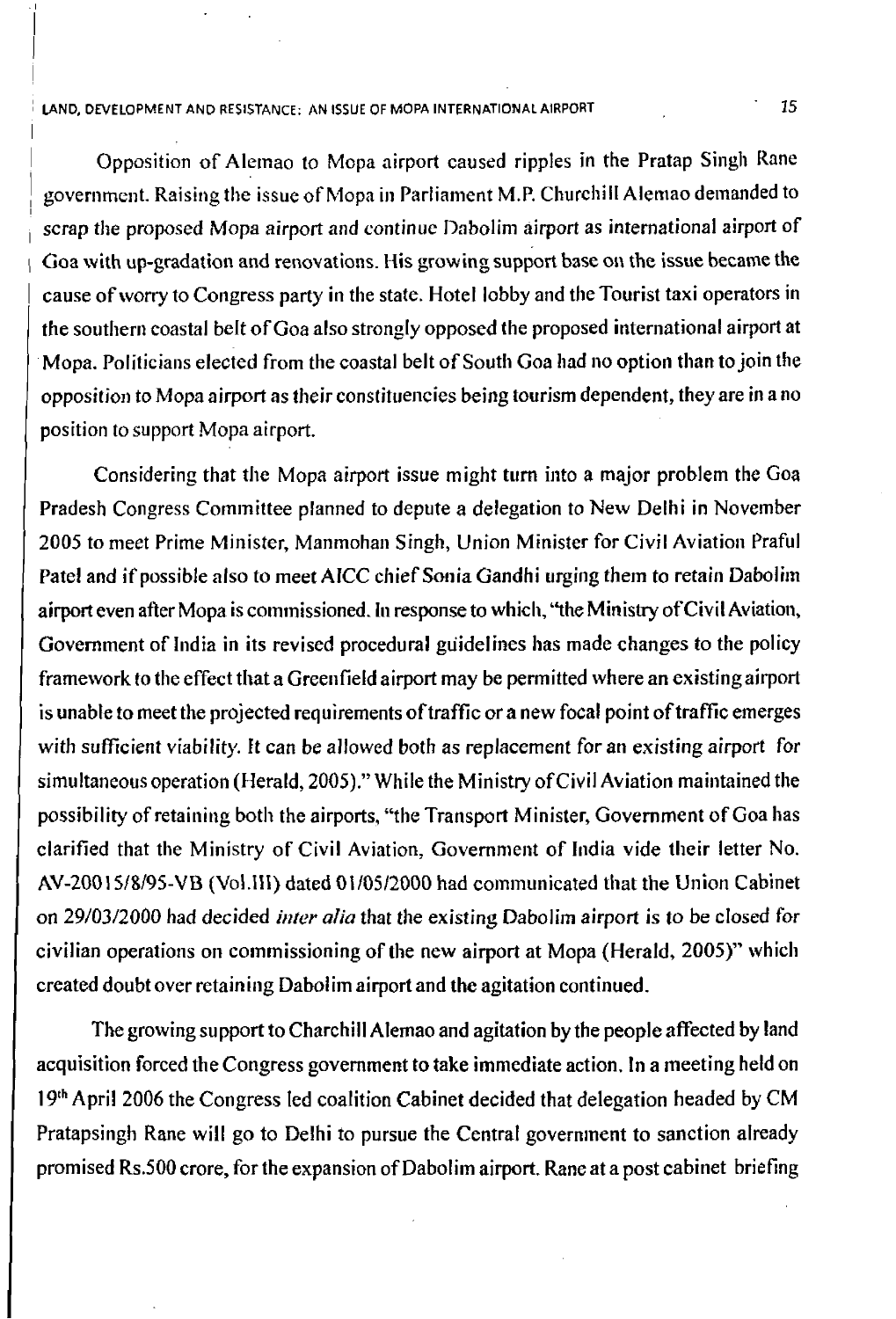Opposition of Alemao to Mopa airport caused ripples in the Pratap Singh Rane government. Raising the issue of Mopa in Parliament M.P. Churchill Alemao demanded to scrap the proposed Mopa airport and continue Dabolim airport as international airport of Goa with up-gradation and renovations. His growing support base on the issue became the cause of worry to Congress party in the state. Hotel lobby and the Tourist taxi operators in the southern coastal belt of Goa also strongly opposed the proposed international airport at Mopa. Politicians elected from the coastal belt of South Goa had no option than to join the opposition to Mopa airport as their constituencies being tourism dependent, they are in a no position to support Mopa airport.

Considering that the Mopa airport issue might turn into a major problem the Goa Pradesh Congress Committee planned to depute a delegation to New Delhi in November 2005 to meet Prime Minister, Manmohan Singh, Union Minister for Civil Aviation Praful Patel and if possible also to meet AICC chief Sonia Gandhi urging them to retain Dabolim airport even after Mopa is commissioned. In response to which, "the Ministry of Civil Aviation, Government of India in its revised procedural guidelines has made changes to the policy framework to the effect that a Greenfield airport may be permitted where an existing airport is unable to meet the projected requirements of traffic or a new focal point of traffic emerges with sufficient viability. It can be allowed both as replacement for an existing airport for simultaneous operation (Herald, 2005)." While the Ministry of Civil Aviation maintained the possibility of retaining both the airports, "the Transport Minister, Government of Goa has clarified that the Ministry of Civil Aviation, Government of India vide their letter No. AV-20015/8/95-VB (Vol.III) dated 01/05/2000 had communicated that the Union Cabinet on 29/03/2000 had decided *inter alia* that the existing Dabolim airport is to be closed for civilian operations on commissioning of the new airport at Mopa (Herald, 2005)" which created doubt over retaining Dabolim airport and the agitation continued.

The growing support to Charchill Alemao and agitation by the people affected by land acquisition forced the Congress government to take immediate action. In a meeting held on 19th April 2006 the Congress led coalition Cabinet decided that delegation headed by CM Pratapsingh Rane will go to Delhi to pursue the Central government to sanction already promised Rs.500 crore, for the expansion of Dabolim airport. Rane at a post cabinet briefing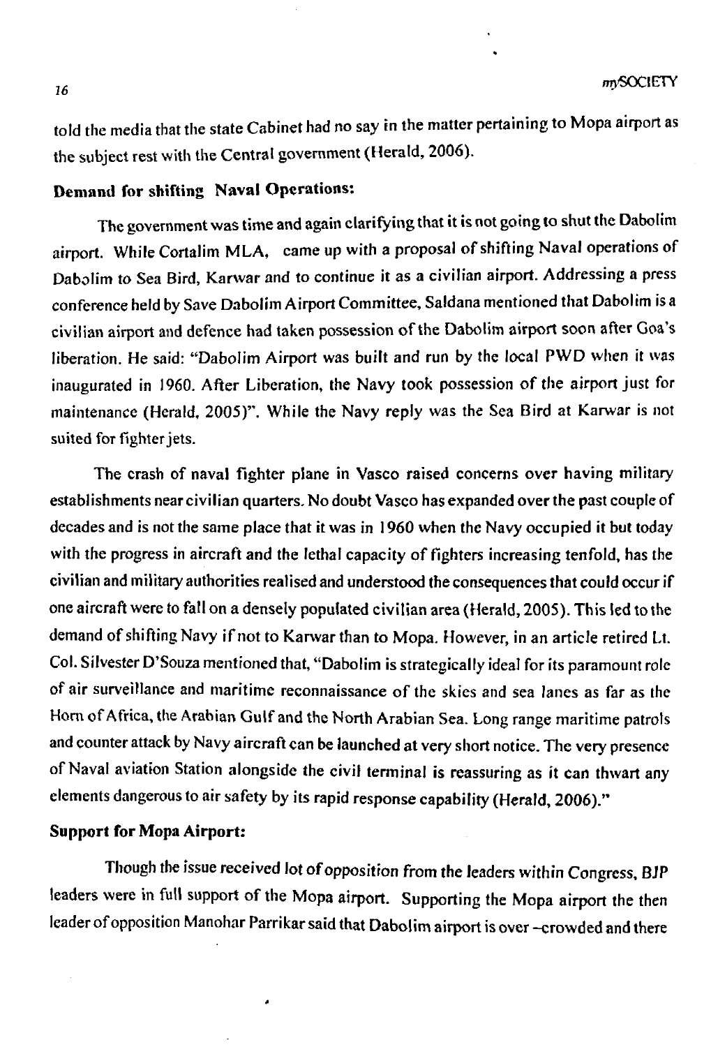told the media that the state Cabinet had no say in the matter pertaining to Mopa airport as the subject rest with the Central government (Herald, 2006).

**Demand for shifting Naval Operations:**

The government was time and again clarifying that it is not going to shut the Dabolim airport. While Cortalim MLA, came up with a proposal of shifting Naval operations of Dabolim to Sea Bird, Karwar and to continue it as a civilian airport. Addressing a press conference held by Save Dabolim Airport Committee, Saldana mentioned that Dabolim is a civilian airport and defence had taken possession of the Dabolim airport soon after Goa's liberation. He said: "Dabolim Airport was built and run by the local PWD when it was inaugurated in 1960. After Liberation, the Navy took possession of the airport just for maintenance (Herald, 2005)". While the Navy reply was the Sea Bird at Karwar is not suited for fighter jets.

The crash of naval fighter plane in Vasco raised concerns over having military establishments near civilian quarters. No doubt Vasco has expanded over the past couple of decades and is not the same place that it was in 1960 when the Navy occupied it but today with the progress in aircraft and the lethal capacity of fighters increasing tenfold, has the civilian and military authorities realised and understood the consequences that could occur if one aircraft were to fall on a densely populated civilian area (Herald, 2005). This led to the demand of shifting Navy if not to Karwar than to Mopa. However, in an article retired Lt. Col. Silvester D'Souza mentioned that, "Dabolim is strategically ideal for its paramount role of air surveillance and maritime reconnaissance of the skies and sea lanes as far as the Horn of Africa, the Arabian Gulf and the North Arabian Sea. Long range maritime patrols and counter attack by Navy aircraft can be launched at very short notice. The very presence of Naval aviation Station alongside the civil terminal is reassuring as it can thwart any elements dangerous to air safety by its rapid response capability (Herald, 2006)."

**Support for Mopa Airport:**

Though the issue received lot of opposition from the leaders within Congress, BJP leaders were in full support of the Mopa airport. Supporting the Mopa airport the then leader of opposition Manohar Parrikar said that Dabolim airport is over –crowded and there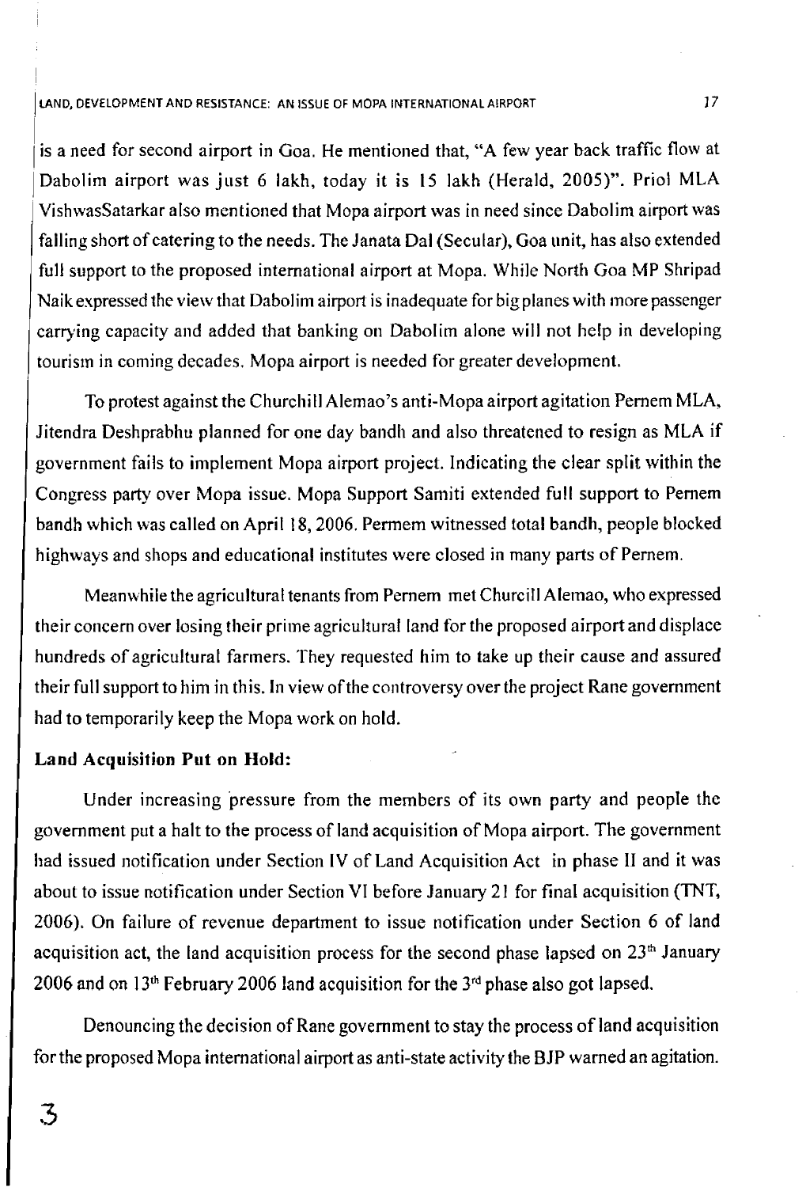is a need for second airport in Goa. He mentioned that, "A few year back traffic flow at Dabolim airport was just 6 lakh, today it is 15 lakh (Herald, 2005)". Priol MLA VishwasSatarkar also mentioned that Mopa airport was in need since Dabolim airport was falling short of catering to the needs. The Janata Dal (Secular), Goa unit, has also extended full support to the proposed international airport at Mopa. While North Goa MP Shripad Naik expressed the view that Dabolim airport is inadequate for big planes with more passenger carrying capacity and added that banking on Dabolim alone will not help in developing tourism in coming decades. Mopa airport is needed for greater development.

To protest against the Churchill Alemao's anti-Mopa airport agitation Pernem MLA, Jitendra Deshprabhu planned for one day bandh and also threatened to resign as MLA if government fails to implement Mopa airport project. Indicating the clear split within the Congress party over Mopa issue. Mopa Support Samiti extended full support to Pernem bandh which was called on April 18, 2006. Permem witnessed total bandh, people blocked highways and shops and educational institutes were closed in many parts of Pernem.

Meanwhile the agricultural tenants from Pernem met Churcill Alemao, who expressed their concern over losing their prime agricultural land for the proposed airport and displace hundreds of agricultural farmers. They requested him to take up their cause and assured their full support to him in this. In view of the controversy over the project Rane government had to temporarily keep the Mopa work on hold.

**Land Acquisition Put on Hold:**

Under increasing pressure from the members of its own party and people the government put a halt to the process of land acquisition of Mopa airport. The government had issued notification under Section IV of Land Acquisition Act in phase II and it was about to issue notification under Section VI before January 21 for final acquisition (TNT, 2006). On failure of revenue department to issue notification under Section 6 of land acquisition act, the land acquisition process for the second phase lapsed on 23[th] January 2006 and on 13[th] February 2006 land acquisition for the 3[rd] phase also got lapsed.

Denouncing the decision of Rane government to stay the process of land acquisition for the proposed Mopa international airport as anti-state activity the BJP warned an agitation.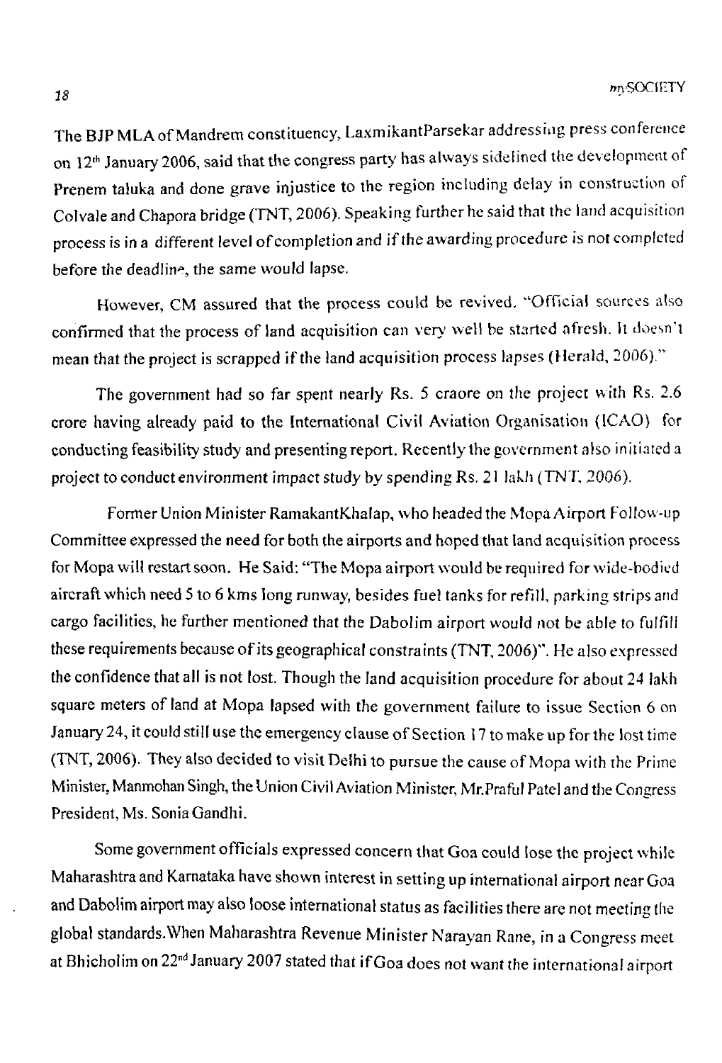The BJP MLA of Mandrem constituency, LaxmikantParsekar addressing press conference on 12th January 2006, said that the congress party has always sidelined the development of Prenem taluka and done grave injustice to the region including delay in construction of Colvale and Chapora bridge (TNT, 2006). Speaking further he said that the land acquisition process is in a different level of completion and if the awarding procedure is not completed before the deadline, the same would lapse.

However, CM assured that the process could be revived. "Official sources also confirmed that the process of land acquisition can very well be started afresh. It doesn't mean that the project is scrapped if the land acquisition process lapses (Herald, 2006)."

The government had so far spent nearly Rs. 5 craore on the project with Rs. 2.6 crore having already paid to the International Civil Aviation Organisation (ICAO) for conducting feasibility study and presenting report. Recently the government also initiated a project to conduct environment impact study by spending Rs. 21 lakh (TNT, 2006).

Former Union Minister RamakantKhalap, who headed the Mopa Airport Follow-up Committee expressed the need for both the airports and hoped that land acquisition process for Mopa will restart soon. He Said: "The Mopa airport would be required for wide-bodied aircraft which need 5 to 6 kms long runway, besides fuel tanks for refill, parking strips and cargo facilities, he further mentioned that the Dabolim airport would not be able to fulfill these requirements because of its geographical constraints (TNT, 2006)". He also expressed the confidence that all is not lost. Though the land acquisition procedure for about 24 lakh square meters of land at Mopa lapsed with the government failure to issue Section 6 on January 24, it could still use the emergency clause of Section 17 to make up for the lost time (TNT, 2006). They also decided to visit Delhi to pursue the cause of Mopa with the Prime Minister, Manmohan Singh, the Union Civil Aviation Minister, Mr.Praful Patel and the Congress President, Ms. Sonia Gandhi.

Some government officials expressed concern that Goa could lose the project while Maharashtra and Karnataka have shown interest in setting up international airport near Goa and Dabolim airport may also loose international status as facilities there are not meeting the global standards.When Maharashtra Revenue Minister Narayan Rane, in a Congress meet at Bhicholim on 22nd January 2007 stated that if Goa does not want the international airport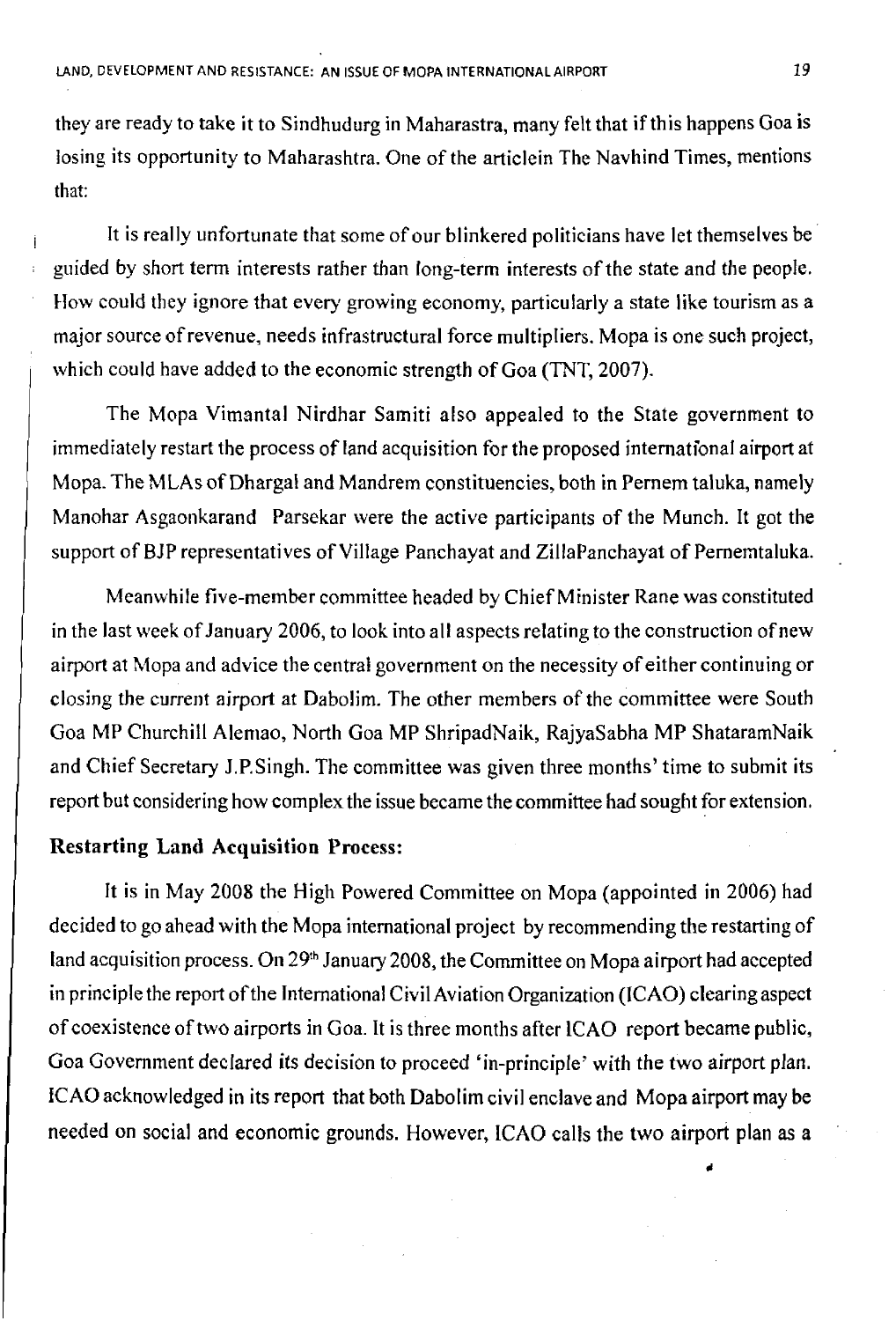they are ready to take it to Sindhudurg in Maharastra, many felt that if this happens Goa is losing its opportunity to Maharashtra. One of the articlein The Navhind Times, mentions that:

> It is really unfortunate that some of our blinkered politicians have let themselves be guided by short term interests rather than long-term interests of the state and the people. How could they ignore that every growing economy, particularly a state like tourism as a major source of revenue, needs infrastructural force multipliers. Mopa is one such project, which could have added to the economic strength of Goa (TNT, 2007).

The Mopa Vimantal Nirdhar Samiti also appealed to the State government to immediately restart the process of land acquisition for the proposed international airport at Mopa. The MLAs of Dhargal and Mandrem constituencies, both in Pernem taluka, namely Manohar Asgaonkarand Parsekar were the active participants of the Munch. It got the support of BJP representatives of Village Panchayat and ZillaPanchayat of Pernemtaluka.

Meanwhile five-member committee headed by Chief Minister Rane was constituted in the last week of January 2006, to look into all aspects relating to the construction of new airport at Mopa and advice the central government on the necessity of either continuing or closing the current airport at Dabolim. The other members of the committee were South Goa MP Churchill Alemao, North Goa MP ShripadNaik, RajyaSabha MP ShataramNaik and Chief Secretary J.P.Singh. The committee was given three months' time to submit its report but considering how complex the issue became the committee had sought for extension.

**Restarting Land Acquisition Process:**

It is in May 2008 the High Powered Committee on Mopa (appointed in 2006) had decided to go ahead with the Mopa international project by recommending the restarting of land acquisition process. On 29th January 2008, the Committee on Mopa airport had accepted in principle the report of the International Civil Aviation Organization (ICAO) clearing aspect of coexistence of two airports in Goa. It is three months after ICAO report became public, Goa Government declared its decision to proceed 'in-principle' with the two airport plan. ICAO acknowledged in its report that both Dabolim civil enclave and Mopa airport may be needed on social and economic grounds. However, ICAO calls the two airport plan as a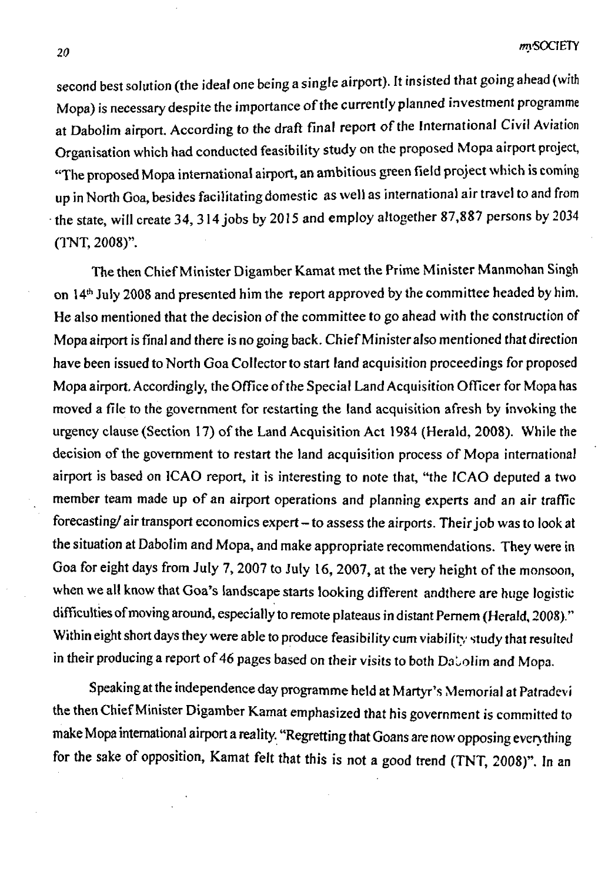second best solution (the ideal one being a single airport). It insisted that going ahead (with Mopa) is necessary despite the importance of the currently planned investment programme at Dabolim airport. According to the draft final report of the International Civil Aviation Organisation which had conducted feasibility study on the proposed Mopa airport project, "The proposed Mopa international airport, an ambitious green field project which is coming up in North Goa, besides facilitating domestic as well as international air travel to and from the state, will create 34, 314 jobs by 2015 and employ altogether 87,887 persons by 2034 (TNT, 2008)".

The then Chief Minister Digamber Kamat met the Prime Minister Manmohan Singh on 14th July 2008 and presented him the report approved by the committee headed by him. He also mentioned that the decision of the committee to go ahead with the construction of Mopa airport is final and there is no going back. Chief Minister also mentioned that direction have been issued to North Goa Collector to start land acquisition proceedings for proposed Mopa airport. Accordingly, the Office of the Special Land Acquisition Officer for Mopa has moved a file to the government for restarting the land acquisition afresh by invoking the urgency clause (Section 17) of the Land Acquisition Act 1984 (Herald, 2008). While the decision of the government to restart the land acquisition process of Mopa international airport is based on ICAO report, it is interesting to note that, "the ICAO deputed a two member team made up of an airport operations and planning experts and an air traffic forecasting/ air transport economics expert – to assess the airports. Their job was to look at the situation at Dabolim and Mopa, and make appropriate recommendations. They were in Goa for eight days from July 7, 2007 to July 16, 2007, at the very height of the monsoon, when we all know that Goa's landscape starts looking different andthere are huge logistic difficulties of moving around, especially to remote plateaus in distant Pernem (Herald, 2008)." Within eight short days they were able to produce feasibility cum viability study that resulted in their producing a report of 46 pages based on their visits to both Dabolim and Mopa.

Speaking at the independence day programme held at Martyr's Memorial at Patradevi the then Chief Minister Digamber Kamat emphasized that his government is committed to make Mopa international airport a reality. "Regretting that Goans are now opposing everything for the sake of opposition, Kamat felt that this is not a good trend (TNT, 2008)". In an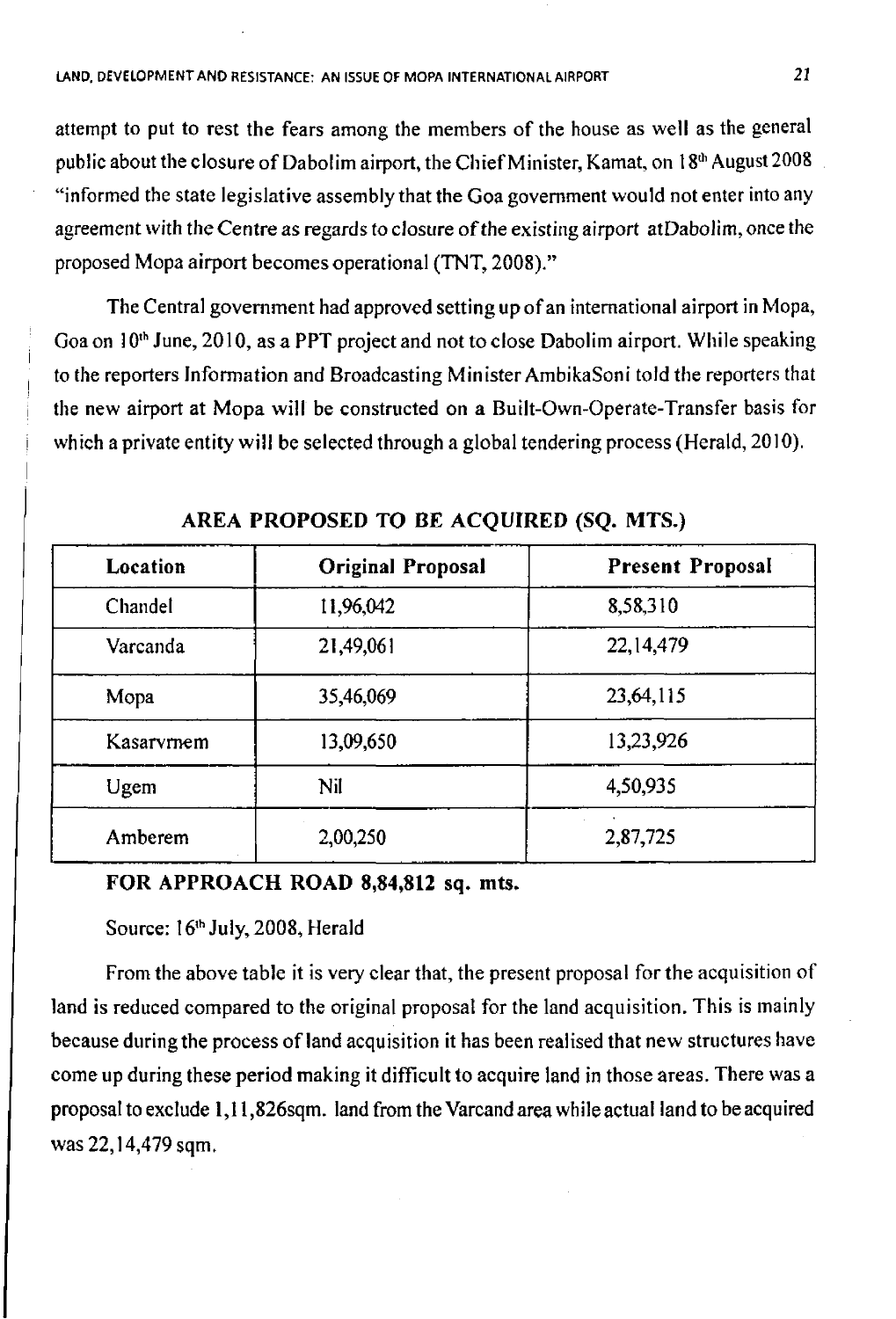attempt to put to rest the fears among the members of the house as well as the general public about the closure of Dabolim airport, the Chief Minister, Kamat, on 18th August 2008 "informed the state legislative assembly that the Goa government would not enter into any agreement with the Centre as regards to closure of the existing airport atDabolim, once the proposed Mopa airport becomes operational (TNT, 2008)."

The Central government had approved setting up of an international airport in Mopa, Goa on 10th June, 2010, as a PPT project and not to close Dabolim airport. While speaking to the reporters Information and Broadcasting Minister AmbikaSoni told the reporters that the new airport at Mopa will be constructed on a Built-Own-Operate-Transfer basis for which a private entity will be selected through a global tendering process (Herald, 2010).

**AREA PROPOSED TO BE ACQUIRED (SQ. MTS.)**

| Location | Original Proposal | Present Proposal |
|---|---|---|
| Chandel | 11,96,042 | 8,58,310 |
| Varcanda | 21,49,061 | 22,14,479 |
| Mopa | 35,46,069 | 23,64,115 |
| Kasarvrnem | 13,09,650 | 13,23,926 |
| Ugem | Nil | 4,50,935 |
| Amberem | 2,00,250 | 2,87,725 |

**FOR APPROACH ROAD 8,84,812 sq. mts.**

Source: 16th July, 2008, Herald

From the above table it is very clear that, the present proposal for the acquisition of land is reduced compared to the original proposal for the land acquisition. This is mainly because during the process of land acquisition it has been realised that new structures have come up during these period making it difficult to acquire land in those areas. There was a proposal to exclude 1,11,826sqm. land from the Varcand area while actual land to be acquired was 22,14,479 sqm.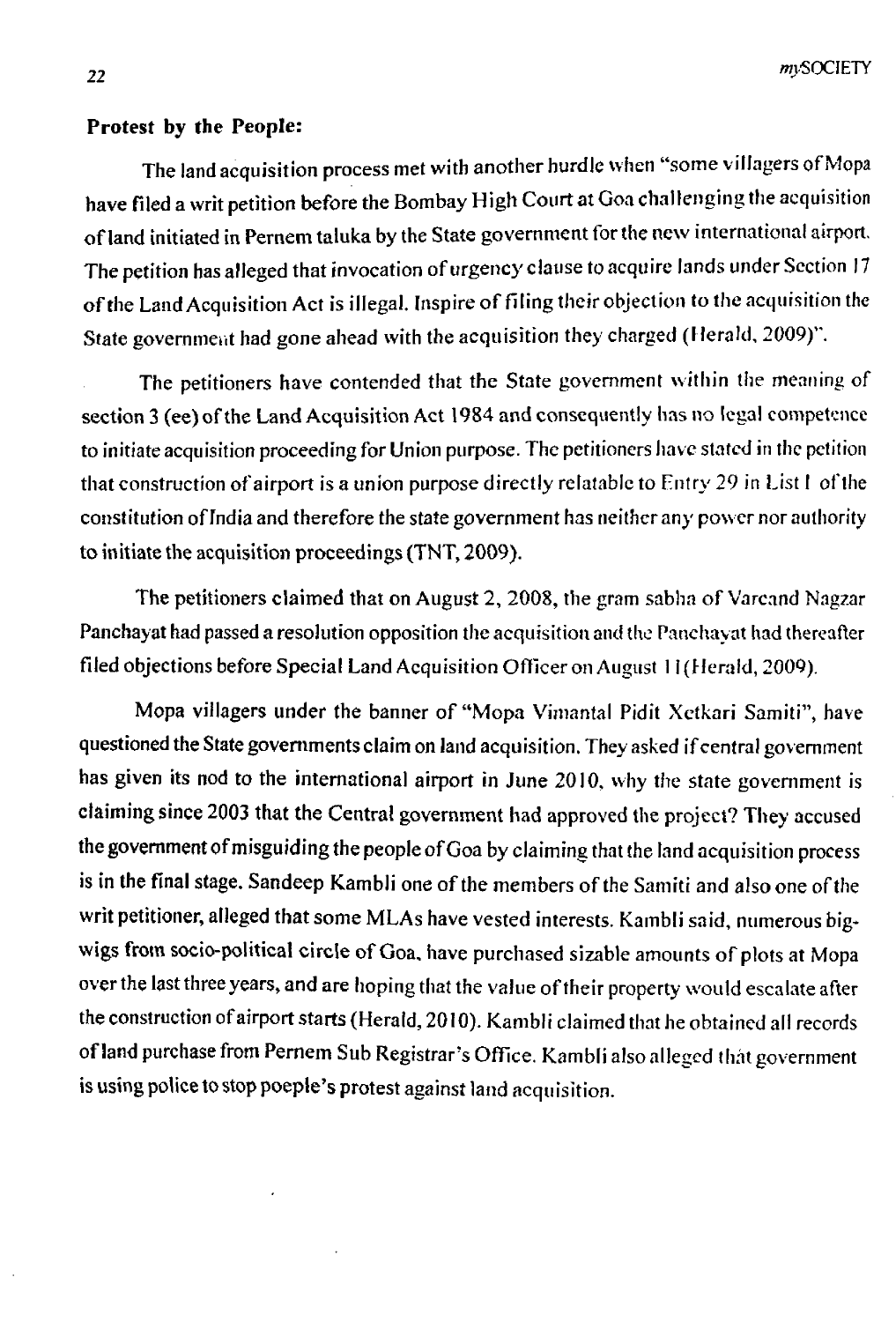**Protest by the People:**

The land acquisition process met with another hurdle when "some villagers of Mopa have filed a writ petition before the Bombay High Court at Goa challenging the acquisition of land initiated in Pernem taluka by the State government for the new international airport. The petition has alleged that invocation of urgency clause to acquire lands under Section 17 of the Land Acquisition Act is illegal. Inspire of filing their objection to the acquisition the State government had gone ahead with the acquisition they charged (Herald, 2009)".

The petitioners have contended that the State government within the meaning of section 3 (ee) of the Land Acquisition Act 1984 and consequently has no legal competence to initiate acquisition proceeding for Union purpose. The petitioners have stated in the petition that construction of airport is a union purpose directly relatable to Entry 29 in List I of the constitution of India and therefore the state government has neither any power nor authority to initiate the acquisition proceedings (TNT, 2009).

The petitioners claimed that on August 2, 2008, the gram sabha of Varcand Nagzar Panchayat had passed a resolution opposition the acquisition and the Panchayat had thereafter filed objections before Special Land Acquisition Officer on August 11(Herald, 2009).

Mopa villagers under the banner of "Mopa Vimantal Pidit Xetkari Samiti", have questioned the State governments claim on land acquisition. They asked if central government has given its nod to the international airport in June 2010, why the state government is claiming since 2003 that the Central government had approved the project? They accused the government of misguiding the people of Goa by claiming that the land acquisition process is in the final stage. Sandeep Kambli one of the members of the Samiti and also one of the writ petitioner, alleged that some MLAs have vested interests. Kambli said, numerous big-wigs from socio-political circle of Goa, have purchased sizable amounts of plots at Mopa over the last three years, and are hoping that the value of their property would escalate after the construction of airport starts (Herald, 2010). Kambli claimed that he obtained all records of land purchase from Pernem Sub Registrar's Office. Kambli also alleged that government is using police to stop poeple's protest against land acquisition.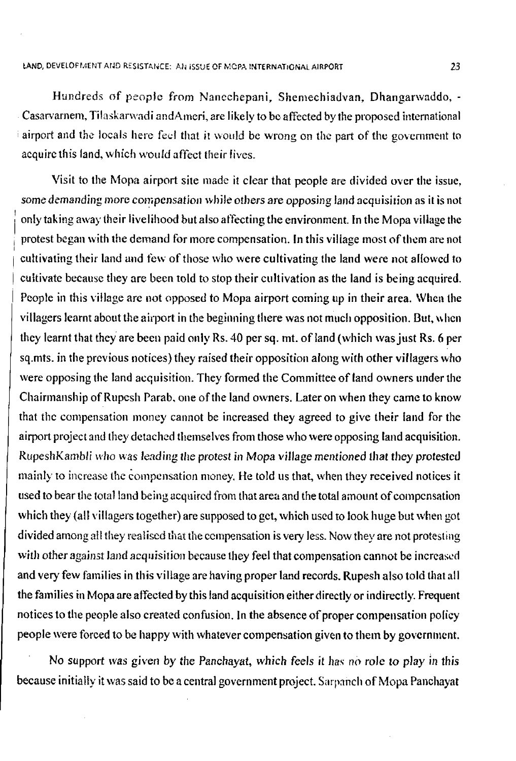Hundreds of people from Nanechepani, Shemechiadvan, Dhangarwaddo, - Casarvarnem, Tilaskarwadi andAmeri, are likely to be affected by the proposed international airport and the locals here feel that it would be wrong on the part of the government to acquire this land, which would affect their lives.

Visit to the Mopa airport site made it clear that people are divided over the issue, *some demanding more compensation* while others are opposing land acquisition as it is not only taking away their livelihood but also affecting the environment. In the Mopa village the protest began with the demand for more compensation. In this village most of them are not cultivating their land and few of those who were cultivating the land were not allowed to cultivate because they are been told to stop their cultivation as the land is being acquired. People in this village are not opposed to Mopa airport coming up in their area. When the villagers learnt about the airport in the beginning there was not much opposition. But, when they learnt that they are been paid only Rs. 40 per sq. mt. of land (which was just Rs. 6 per sq.mts. in the previous notices) they raised their opposition along with other villagers who were opposing the land acquisition. They formed the Committee of land owners under the Chairmanship of Rupesh Parab, one of the land owners. Later on when they came to know that the compensation money cannot be increased they agreed to give their land for the airport project and they detached themselves from those who were opposing land acquisition. RupeshKambli *who was leading the protest in Mopa village mentioned that they protested* mainly to increase the compensation money. He told us that, when they received notices it used to bear the total land being acquired from that area and the total amount of compensation which they (all villagers together) are supposed to get, which used to look huge but when got divided among all they realised that the compensation is very less. Now they are not protesting with other against land acquisition because they feel that compensation cannot be increased and very few families in this village are having proper land records. Rupesh also told that all the families in Mopa are affected by this land acquisition either directly or indirectly. Frequent notices to the people also created confusion. In the absence of proper compensation policy people were forced to be happy with whatever compensation given to them by government.

*No support was given by the Panchayat, which feels it has no role to play in this* because initially it was said to be a central government project. Sarpanch of Mopa Panchayat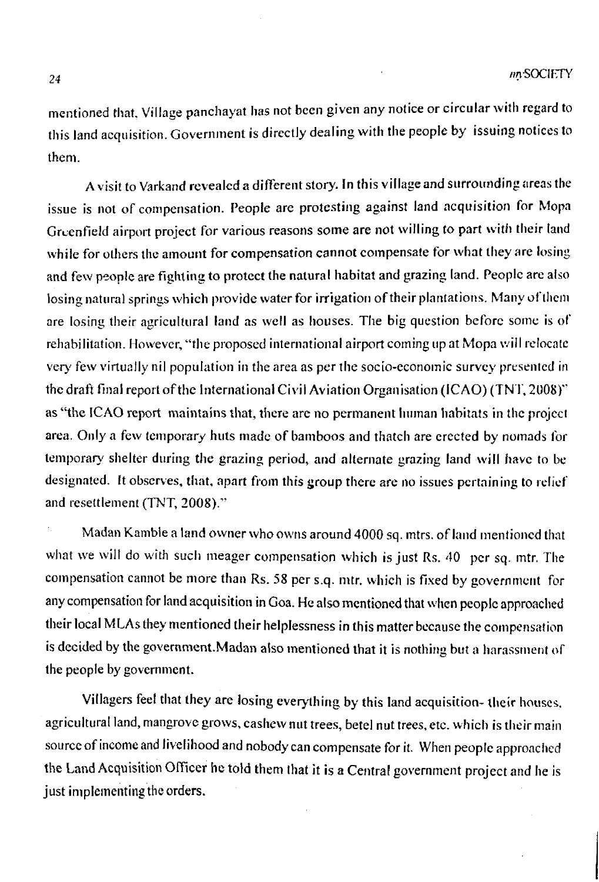mentioned that, Village panchayat has not been given any notice or circular with regard to this land acquisition. Government is directly dealing with the people by issuing notices to them.

A visit to Varkand revealed a different story. In this village and surrounding areas the issue is not of compensation. People are protesting against land acquisition for Mopa Greenfield airport project for various reasons some are not willing to part with their land while for others the amount for compensation cannot compensate for what they are losing and few people are fighting to protect the natural habitat and grazing land. People are also losing natural springs which provide water for irrigation of their plantations. Many of them are losing their agricultural land as well as houses. The big question before some is of rehabilitation. However, "the proposed international airport coming up at Mopa will relocate very few virtually nil population in the area as per the socio-economic survey presented in the draft final report of the International Civil Aviation Organisation (ICAO) (TNT, 2008)" as "the ICAO report maintains that, there are no permanent human habitats in the project area. Only a few temporary huts made of bamboos and thatch are erected by nomads for temporary shelter during the grazing period, and alternate grazing land will have to be designated. It observes, that, apart from this group there are no issues pertaining to relief and resettlement (TNT, 2008)."

Madan Kamble a land owner who owns around 4000 sq. mtrs. of land mentioned that what we will do with such meager compensation which is just Rs. 40 per sq. mtr. The compensation cannot be more than Rs. 58 per s.q. mtr. which is fixed by government for any compensation for land acquisition in Goa. He also mentioned that when people approached their local MLAs they mentioned their helplessness in this matter because the compensation is decided by the government.Madan also mentioned that it is nothing but a harassment of the people by government.

Villagers feel that they are losing everything by this land acquisition- their houses, agricultural land, mangrove grows, cashew nut trees, betel nut trees, etc. which is their main source of income and livelihood and nobody can compensate for it. When people approached the Land Acquisition Officer he told them that it is a Central government project and he is just implementing the orders.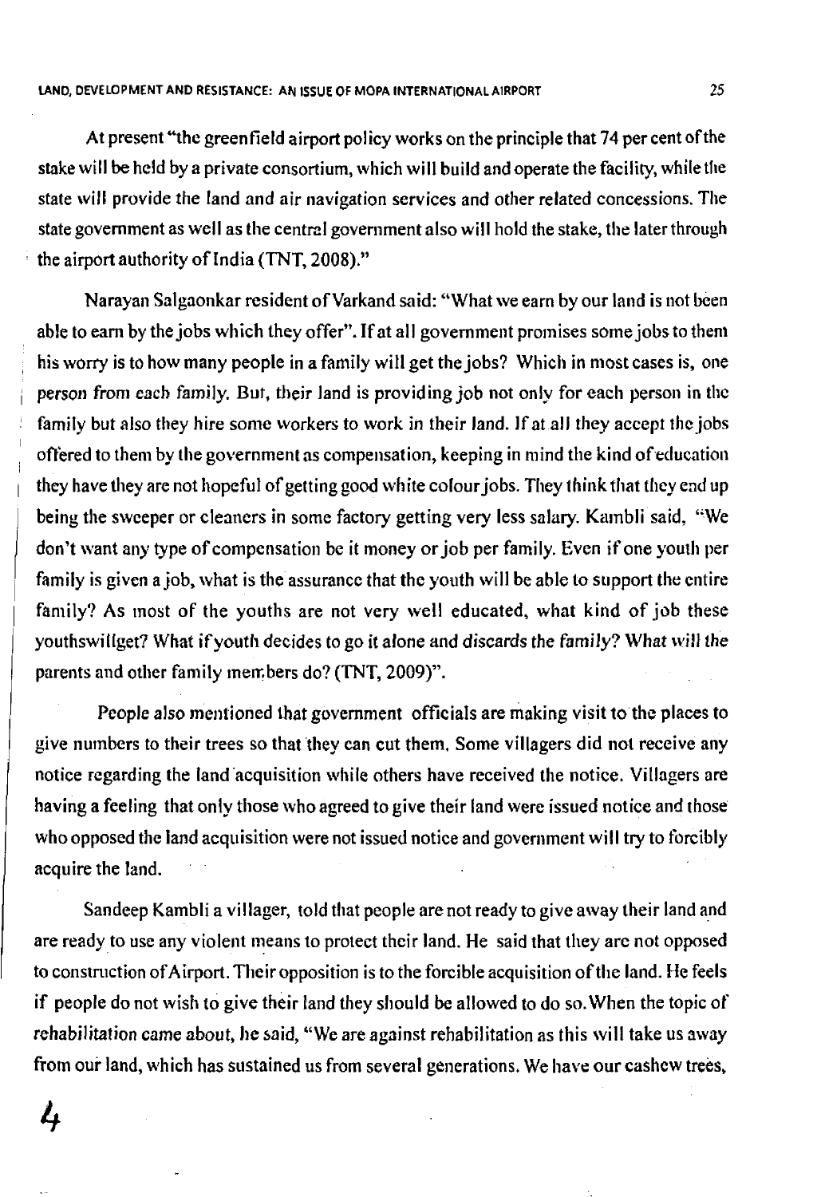At present "the greenfield airport policy works on the principle that 74 per cent of the stake will be held by a private consortium, which will build and operate the facility, while the state will provide the land and air navigation services and other related concessions. The state government as well as the central government also will hold the stake, the later through the airport authority of India (TNT, 2008)."

Narayan Salgaonkar resident of Varkand said: "What we earn by our land is not been able to earn by the jobs which they offer". If at all government promises some jobs to them his worry is to how many people in a family will get the jobs? Which in most cases is, one person from each family. But, their land is providing job not only for each person in the family but also they hire some workers to work in their land. If at all they accept the jobs offered to them by the government as compensation, keeping in mind the kind of education they have they are not hopeful of getting good white colour jobs. They think that they end up being the sweeper or cleaners in some factory getting very less salary. Kambli said, "We don't want any type of compensation be it money or job per family. Even if one youth per family is given a job, what is the assurance that the youth will be able to support the entire family? As most of the youths are not very well educated, what kind of job these youthswillget? What if youth decides to go it alone and discards the family? What will the parents and other family members do? (TNT, 2009)".

People also mentioned that government officials are making visit to the places to give numbers to their trees so that they can cut them. Some villagers did not receive any notice regarding the land acquisition while others have received the notice. Villagers are having a feeling that only those who agreed to give their land were issued notice and those who opposed the land acquisition were not issued notice and government will try to forcibly acquire the land.

Sandeep Kambli a villager, told that people are not ready to give away their land and are ready to use any violent means to protect their land. He said that they are not opposed to construction of Airport. Their opposition is to the forcible acquisition of the land. He feels if people do not wish to give their land they should be allowed to do so. When the topic of rehabilitation came about, he said, "We are against rehabilitation as this will take us away from our land, which has sustained us from several generations. We have our cashew trees,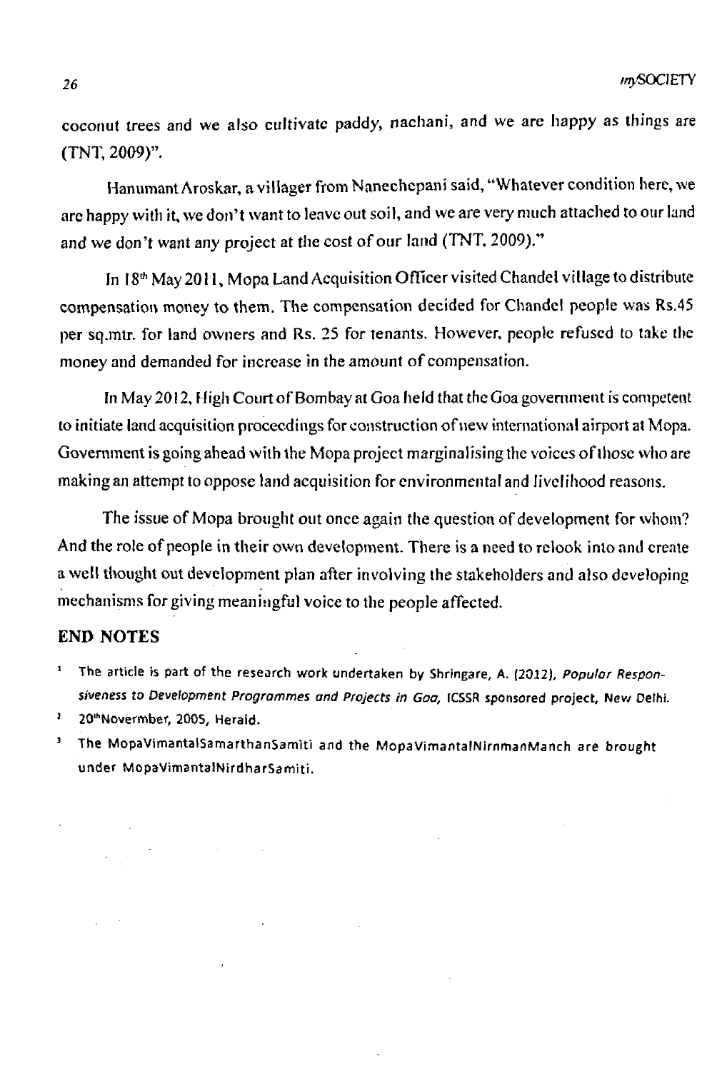coconut trees and we also cultivate paddy, nachani, and we are happy as things are (TNT, 2009)".

Hanumant Aroskar, a villager from Nanechepani said, "Whatever condition here, we are happy with it, we don't want to leave out soil, and we are very much attached to our land and we don't want any project at the cost of our land (TNT, 2009)."

In 18th May 2011, Mopa Land Acquisition Officer visited Chandel village to distribute compensation money to them. The compensation decided for Chandel people was Rs.45 per sq.mtr. for land owners and Rs. 25 for tenants. However, people refused to take the money and demanded for increase in the amount of compensation.

In May 2012, High Court of Bombay at Goa held that the Goa government is competent to initiate land acquisition proceedings for construction of new international airport at Mopa. Government is going ahead with the Mopa project marginalising the voices of those who are making an attempt to oppose land acquisition for environmental and livelihood reasons.

The issue of Mopa brought out once again the question of development for whom? And the role of people in their own development. There is a need to relook into and create a well thought out development plan after involving the stakeholders and also developing mechanisms for giving meaningful voice to the people affected.

## END NOTES

1. The article is part of the research work undertaken by Shringare, A. (2012), *Popular Responsiveness to Development Programmes and Projects in Goa*, ICSSR sponsored project, New Delhi.
2. 20th Novermber, 2005, Herald.
3. The MopaVimantalSamarthanSamiti and the MopaVimantalNirnmanManch are brought under MopaVimantalNirdharSamiti.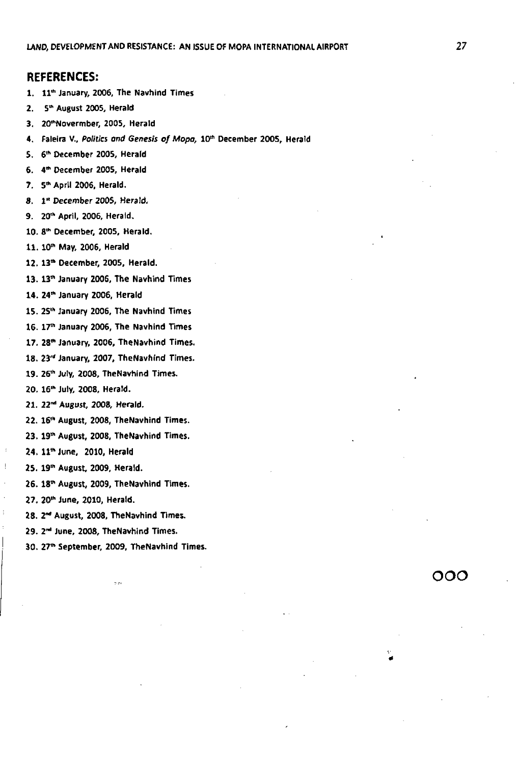## REFERENCES:

1. 11th January, 2006, The Navhind Times
2. 5th August 2005, Herald
3. 20thNovermber, 2005, Herald
4. Faleira V., *Politics and Genesis of Mopa,* 10th December 2005, Herald
5. 6th December 2005, Herald
6. 4th December 2005, Herald
7. 5th April 2006, Herald.
8. 1st December 2005, Herald.
9. 20th April, 2006, Herald.
10. 8th December, 2005, Herald.
11. 10th May, 2006, Herald
12. 13th December, 2005, Herald.
13. 13th January 2006, The Navhind Times
14. 24th January 2006, Herald
15. 25th January 2006, The Navhind Times
16. 17th January 2006, The Navhind Times
17. 28th January, 2006, TheNavhind Times.
18. 23rd January, 2007, TheNavhind Times.
19. 26th July, 2008, TheNavhind Times.
20. 16th July, 2008, Herald.
21. 22nd August, 2008, Herald.
22. 16th August, 2008, TheNavhind Times.
23. 19th August, 2008, TheNavhind Times.
24. 11th June, 2010, Herald
25. 19th August, 2009, Herald.
26. 18th August, 2009, TheNavhind Times.
27. 20th June, 2010, Herald.
28. 2nd August, 2008, TheNavhind Times.
29. 2nd June, 2008, TheNavhind Times.
30. 27th September, 2009, TheNavhind Times.

OOO